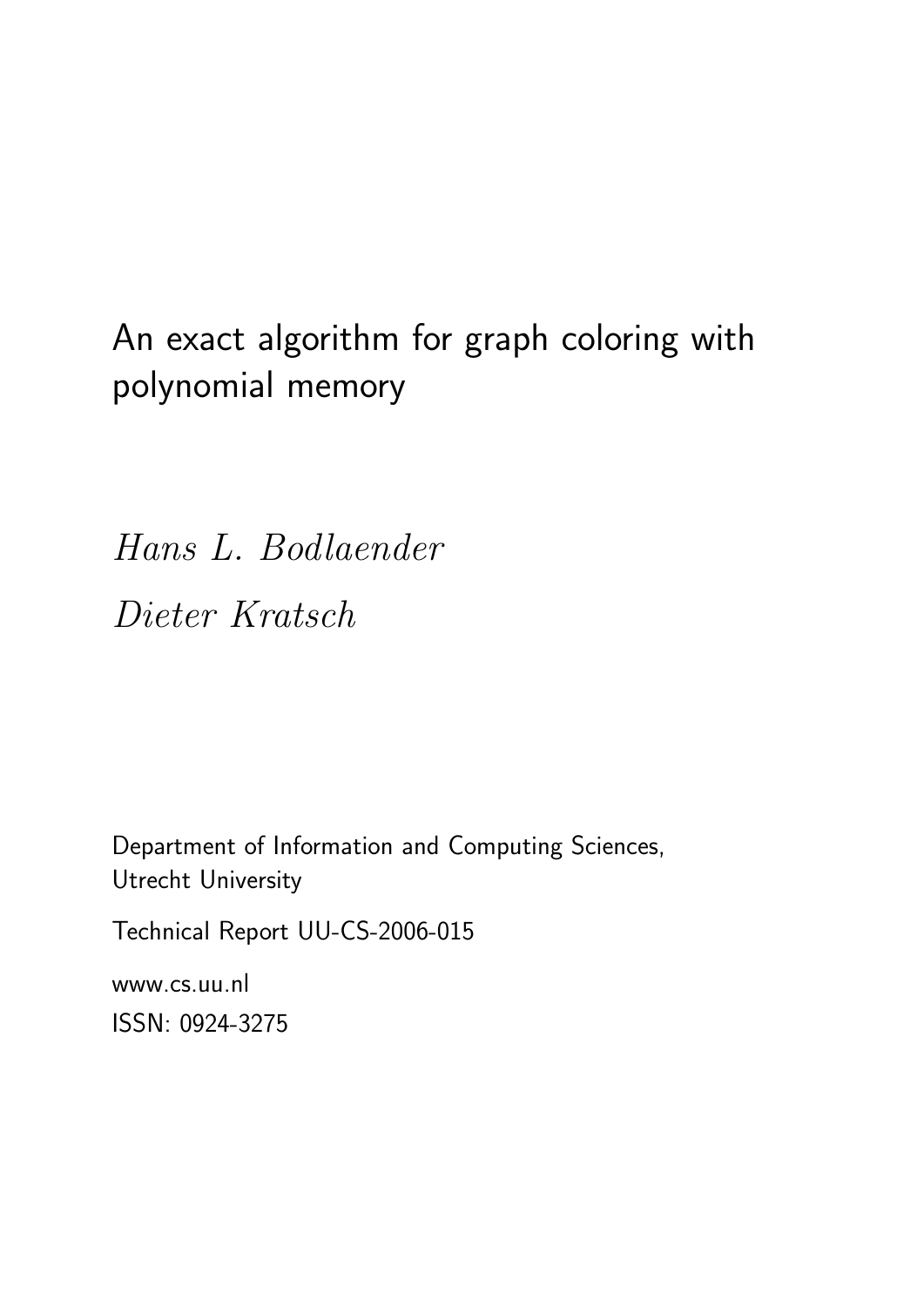# An exact algorithm for graph coloring with polynomial memory

*Hans L. Bodlaender*

*Dieter Kratsch*

Department of Information and Computing Sciences,
Utrecht University

Technical Report UU-CS-2006-015

www.cs.uu.nl

ISSN: 0924-3275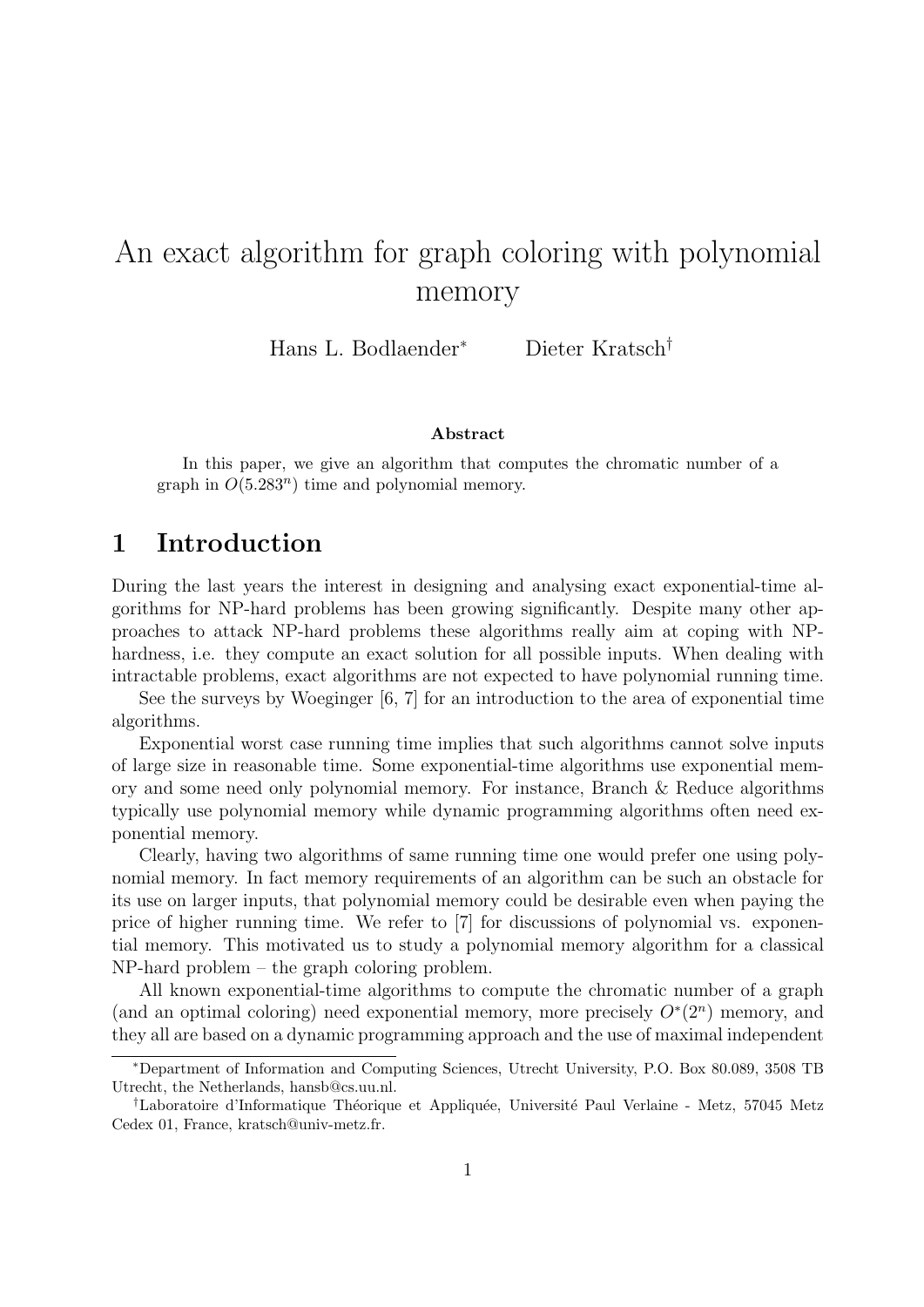# An exact algorithm for graph coloring with polynomial memory

Hans L. Bodlaender[*] Dieter Kratsch[†]

**Abstract**

In this paper, we give an algorithm that computes the chromatic number of a graph in $O(5.283^n)$ time and polynomial memory.

## 1 Introduction

During the last years the interest in designing and analysing exact exponential-time algorithms for NP-hard problems has been growing significantly. Despite many other approaches to attack NP-hard problems these algorithms really aim at coping with NP-hardness, i.e. they compute an exact solution for all possible inputs. When dealing with intractable problems, exact algorithms are not expected to have polynomial running time.

See the surveys by Woeginger [6, 7] for an introduction to the area of exponential time algorithms.

Exponential worst case running time implies that such algorithms cannot solve inputs of large size in reasonable time. Some exponential-time algorithms use exponential memory and some need only polynomial memory. For instance, Branch & Reduce algorithms typically use polynomial memory while dynamic programming algorithms often need exponential memory.

Clearly, having two algorithms of same running time one would prefer one using polynomial memory. In fact memory requirements of an algorithm can be such an obstacle for its use on larger inputs, that polynomial memory could be desirable even when paying the price of higher running time. We refer to [7] for discussions of polynomial vs. exponential memory. This motivated us to study a polynomial memory algorithm for a classical NP-hard problem – the graph coloring problem.

All known exponential-time algorithms to compute the chromatic number of a graph (and an optimal coloring) need exponential memory, more precisely $O^*(2^n)$ memory, and they all are based on a dynamic programming approach and the use of maximal independent

---

[*] Department of Information and Computing Sciences, Utrecht University, P.O. Box 80.089, 3508 TB Utrecht, the Netherlands, hansb@cs.uu.nl.

[†] Laboratoire d'Informatique Théorique et Appliquée, Université Paul Verlaine - Metz, 57045 Metz Cedex 01, France, kratsch@univ-metz.fr.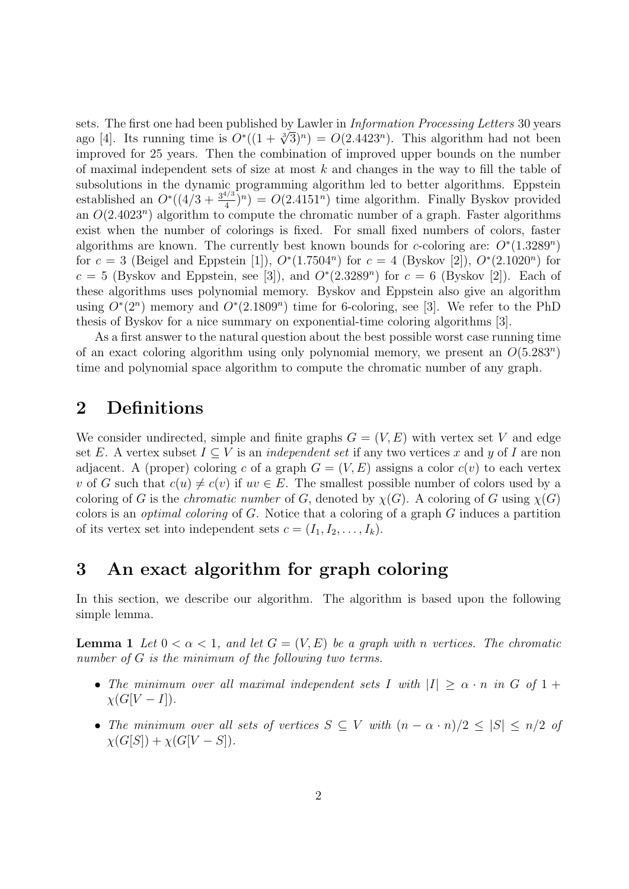sets. The first one had been published by Lawler in *Information Processing Letters* 30 years ago [4]. Its running time is $O^*((1+\sqrt[3]{3})^n) = O(2.4423^n)$. This algorithm had not been improved for 25 years. Then the combination of improved upper bounds on the number of maximal independent sets of size at most $k$ and changes in the way to fill the table of subsolutions in the dynamic programming algorithm led to better algorithms. Eppstein established an $O^*((4/3 + \frac{3^{4/3}}{4})^n) = O(2.4151^n)$ time algorithm. Finally Byskov provided an $O(2.4023^n)$ algorithm to compute the chromatic number of a graph. Faster algorithms exist when the number of colorings is fixed. For small fixed numbers of colors, faster algorithms are known. The currently best known bounds for $c$-coloring are: $O^*(1.3289^n)$ for $c = 3$ (Beigel and Eppstein [1]), $O^*(1.7504^n)$ for $c = 4$ (Byskov [2]), $O^*(2.1020^n)$ for $c = 5$ (Byskov and Eppstein, see [3]), and $O^*(2.3289^n)$ for $c = 6$ (Byskov [2]). Each of these algorithms uses polynomial memory. Byskov and Eppstein also give an algorithm using $O^*(2^n)$ memory and $O^*(2.1809^n)$ time for 6-coloring, see [3]. We refer to the PhD thesis of Byskov for a nice summary on exponential-time coloring algorithms [3].

As a first answer to the natural question about the best possible worst case running time of an exact coloring algorithm using only polynomial memory, we present an $O(5.283^n)$ time and polynomial space algorithm to compute the chromatic number of any graph.

## 2 Definitions

We consider undirected, simple and finite graphs $G = (V, E)$ with vertex set $V$ and edge set $E$. A vertex subset $I \subseteq V$ is an *independent set* if any two vertices $x$ and $y$ of $I$ are non adjacent. A (proper) coloring $c$ of a graph $G = (V, E)$ assigns a color $c(v)$ to each vertex $v$ of $G$ such that $c(u) \neq c(v)$ if $uv \in E$. The smallest possible number of colors used by a coloring of $G$ is the *chromatic number* of $G$, denoted by $\chi(G)$. A coloring of $G$ using $\chi(G)$ colors is an *optimal coloring* of $G$. Notice that a coloring of a graph $G$ induces a partition of its vertex set into independent sets $c = (I_1, I_2, \ldots, I_k)$.

## 3 An exact algorithm for graph coloring

In this section, we describe our algorithm. The algorithm is based upon the following simple lemma.

**Lemma 1** *Let $0 < \alpha < 1$, and let $G = (V, E)$ be a graph with $n$ vertices. The chromatic number of $G$ is the minimum of the following two terms.*

- *The minimum over all maximal independent sets $I$ with $|I| \geq \alpha \cdot n$ in $G$ of $1 + \chi(G[V - I])$.*
- *The minimum over all sets of vertices $S \subseteq V$ with $(n - \alpha \cdot n)/2 \leq |S| \leq n/2$ of $\chi(G[S]) + \chi(G[V - S])$.*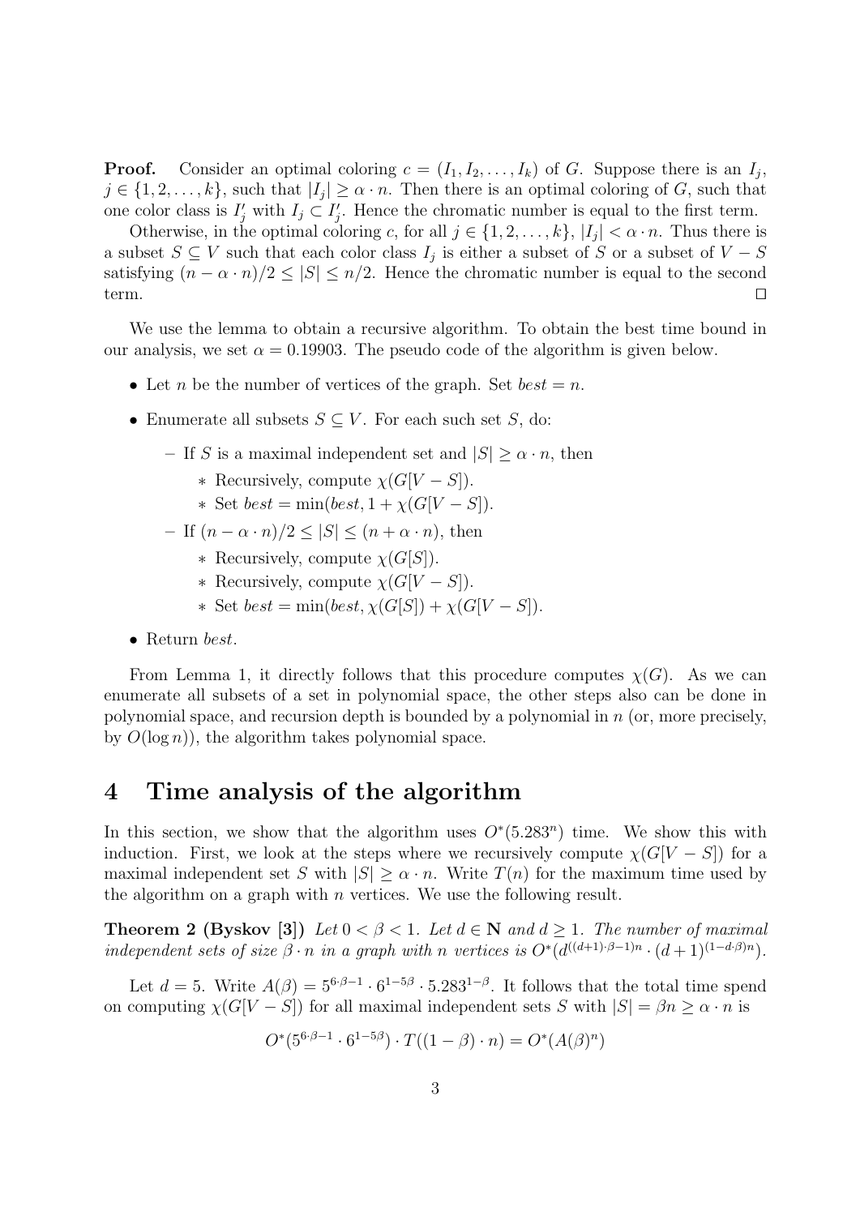**Proof.** Consider an optimal coloring $c = (I_1, I_2, \ldots, I_k)$ of $G$. Suppose there is an $I_j$, $j \in \{1, 2, \ldots, k\}$, such that $|I_j| \geq \alpha \cdot n$. Then there is an optimal coloring of $G$, such that one color class is $I'_j$ with $I_j \subset I'_j$. Hence the chromatic number is equal to the first term.

Otherwise, in the optimal coloring $c$, for all $j \in \{1, 2, \ldots, k\}$, $|I_j| < \alpha \cdot n$. Thus there is a subset $S \subseteq V$ such that each color class $I_j$ is either a subset of $S$ or a subset of $V - S$ satisfying $(n - \alpha \cdot n)/2 \leq |S| \leq n/2$. Hence the chromatic number is equal to the second term. ☐

We use the lemma to obtain a recursive algorithm. To obtain the best time bound in our analysis, we set $\alpha = 0.19903$. The pseudo code of the algorithm is given below.

- Let $n$ be the number of vertices of the graph. Set *best* $= n$.
- Enumerate all subsets $S \subseteq V$. For each such set $S$, do:
  - If $S$ is a maximal independent set and $|S| \geq \alpha \cdot n$, then
    - Recursively, compute $\chi(G[V - S])$.
    - Set *best* $= \min(\textit{best}, 1 + \chi(G[V - S])$.
  - If $(n - \alpha \cdot n)/2 \leq |S| \leq (n + \alpha \cdot n)$, then
    - Recursively, compute $\chi(G[S])$.
    - Recursively, compute $\chi(G[V - S])$.
    - Set *best* $= \min(\textit{best}, \chi(G[S]) + \chi(G[V - S])$.
- Return *best*.

From Lemma 1, it directly follows that this procedure computes $\chi(G)$. As we can enumerate all subsets of a set in polynomial space, the other steps also can be done in polynomial space, and recursion depth is bounded by a polynomial in $n$ (or, more precisely, by $O(\log n)$), the algorithm takes polynomial space.

# 4 Time analysis of the algorithm

In this section, we show that the algorithm uses $O^*(5.283^n)$ time. We show this with induction. First, we look at the steps where we recursively compute $\chi(G[V - S])$ for a maximal independent set $S$ with $|S| \geq \alpha \cdot n$. Write $T(n)$ for the maximum time used by the algorithm on a graph with $n$ vertices. We use the following result.

**Theorem 2 (Byskov [3])** *Let $0 < \beta < 1$. Let $d \in \mathbf{N}$ and $d \geq 1$. The number of maximal independent sets of size $\beta \cdot n$ in a graph with $n$ vertices is $O^*(d^{((d+1)\cdot\beta - 1)n} \cdot (d+1)^{(1 - d\cdot\beta)n})$.*

Let $d = 5$. Write $A(\beta) = 5^{6\cdot\beta - 1} \cdot 6^{1-5\beta} \cdot 5.283^{1-\beta}$. It follows that the total time spend on computing $\chi(G[V - S])$ for all maximal independent sets $S$ with $|S| = \beta n \geq \alpha \cdot n$ is

$$O^*(5^{6\cdot\beta - 1} \cdot 6^{1-5\beta}) \cdot T((1 - \beta) \cdot n) = O^*(A(\beta)^n)$$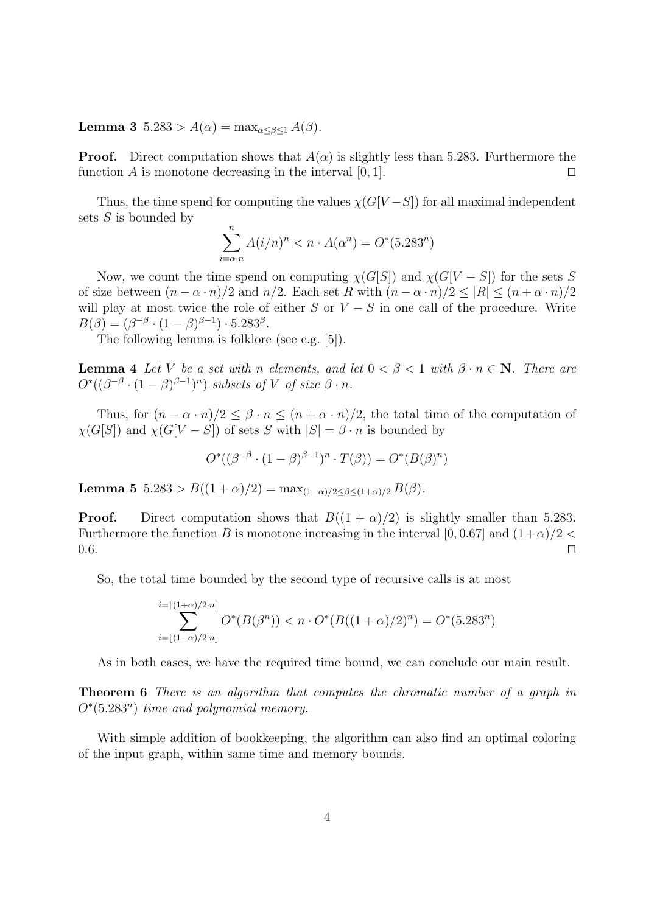**Lemma 3** $5.283 > A(\alpha) = \max_{\alpha \leq \beta \leq 1} A(\beta)$.

**Proof.** Direct computation shows that $A(\alpha)$ is slightly less than 5.283. Furthermore the function $A$ is monotone decreasing in the interval $[0, 1]$. $\square$

Thus, the time spend for computing the values $\chi(G[V-S])$ for all maximal independent sets $S$ is bounded by

$$\sum_{i=\alpha \cdot n}^{n} A(i/n)^n < n \cdot A(\alpha^n) = O^*(5.283^n)$$

Now, we count the time spend on computing $\chi(G[S])$ and $\chi(G[V-S])$ for the sets $S$ of size between $(n - \alpha \cdot n)/2$ and $n/2$. Each set $R$ with $(n - \alpha \cdot n)/2 \leq |R| \leq (n + \alpha \cdot n)/2$ will play at most twice the role of either $S$ or $V - S$ in one call of the procedure. Write $B(\beta) = (\beta^{-\beta} \cdot (1-\beta)^{\beta-1}) \cdot 5.283^{\beta}$.

The following lemma is folklore (see e.g. [5]).

**Lemma 4** *Let $V$ be a set with $n$ elements, and let $0 < \beta < 1$ with $\beta \cdot n \in \mathbf{N}$. There are $O^*((\beta^{-\beta} \cdot (1-\beta)^{\beta-1})^n)$ subsets of $V$ of size $\beta \cdot n$.*

Thus, for $(n - \alpha \cdot n)/2 \leq \beta \cdot n \leq (n + \alpha \cdot n)/2$, the total time of the computation of $\chi(G[S])$ and $\chi(G[V-S])$ of sets $S$ with $|S| = \beta \cdot n$ is bounded by

$$O^*((\beta^{-\beta} \cdot (1-\beta)^{\beta-1})^n \cdot T(\beta)) = O^*(B(\beta)^n)$$

**Lemma 5** $5.283 > B((1+\alpha)/2) = \max_{(1-\alpha)/2 \leq \beta \leq (1+\alpha)/2} B(\beta)$.

**Proof.** Direct computation shows that $B((1 + \alpha)/2)$ is slightly smaller than 5.283. Furthermore the function $B$ is monotone increasing in the interval $[0, 0.67]$ and $(1+\alpha)/2 < 0.6$. $\square$

So, the total time bounded by the second type of recursive calls is at most

$$\sum_{i=\lfloor (1-\alpha)/2 \cdot n \rfloor}^{i=\lceil (1+\alpha)/2 \cdot n \rceil} O^*(B(\beta^n)) < n \cdot O^*(B((1+\alpha)/2)^n) = O^*(5.283^n)$$

As in both cases, we have the required time bound, we can conclude our main result.

**Theorem 6** *There is an algorithm that computes the chromatic number of a graph in $O^*(5.283^n)$ time and polynomial memory.*

With simple addition of bookkeeping, the algorithm can also find an optimal coloring of the input graph, within same time and memory bounds.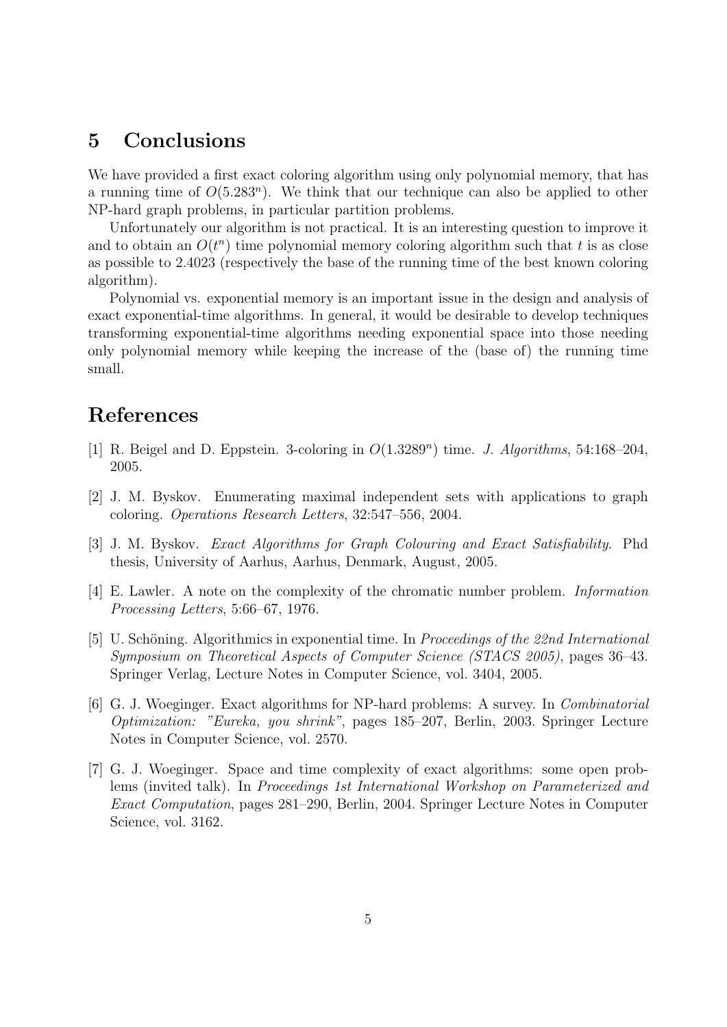## 5 Conclusions

We have provided a first exact coloring algorithm using only polynomial memory, that has a running time of $O(5.283^n)$. We think that our technique can also be applied to other NP-hard graph problems, in particular partition problems.

Unfortunately our algorithm is not practical. It is an interesting question to improve it and to obtain an $O(t^n)$ time polynomial memory coloring algorithm such that $t$ is as close as possible to 2.4023 (respectively the base of the running time of the best known coloring algorithm).

Polynomial vs. exponential memory is an important issue in the design and analysis of exact exponential-time algorithms. In general, it would be desirable to develop techniques transforming exponential-time algorithms needing exponential space into those needing only polynomial memory while keeping the increase of the (base of) the running time small.

## References

[1] R. Beigel and D. Eppstein. 3-coloring in $O(1.3289^n)$ time. *J. Algorithms*, 54:168–204, 2005.

[2] J. M. Byskov. Enumerating maximal independent sets with applications to graph coloring. *Operations Research Letters*, 32:547–556, 2004.

[3] J. M. Byskov. *Exact Algorithms for Graph Colouring and Exact Satisfiability*. Phd thesis, University of Aarhus, Aarhus, Denmark, August, 2005.

[4] E. Lawler. A note on the complexity of the chromatic number problem. *Information Processing Letters*, 5:66–67, 1976.

[5] U. Schöning. Algorithmics in exponential time. In *Proceedings of the 22nd International Symposium on Theoretical Aspects of Computer Science (STACS 2005)*, pages 36–43. Springer Verlag, Lecture Notes in Computer Science, vol. 3404, 2005.

[6] G. J. Woeginger. Exact algorithms for NP-hard problems: A survey. In *Combinatorial Optimization: "Eureka, you shrink"*, pages 185–207, Berlin, 2003. Springer Lecture Notes in Computer Science, vol. 2570.

[7] G. J. Woeginger. Space and time complexity of exact algorithms: some open problems (invited talk). In *Proceedings 1st International Workshop on Parameterized and Exact Computation*, pages 281–290, Berlin, 2004. Springer Lecture Notes in Computer Science, vol. 3162.